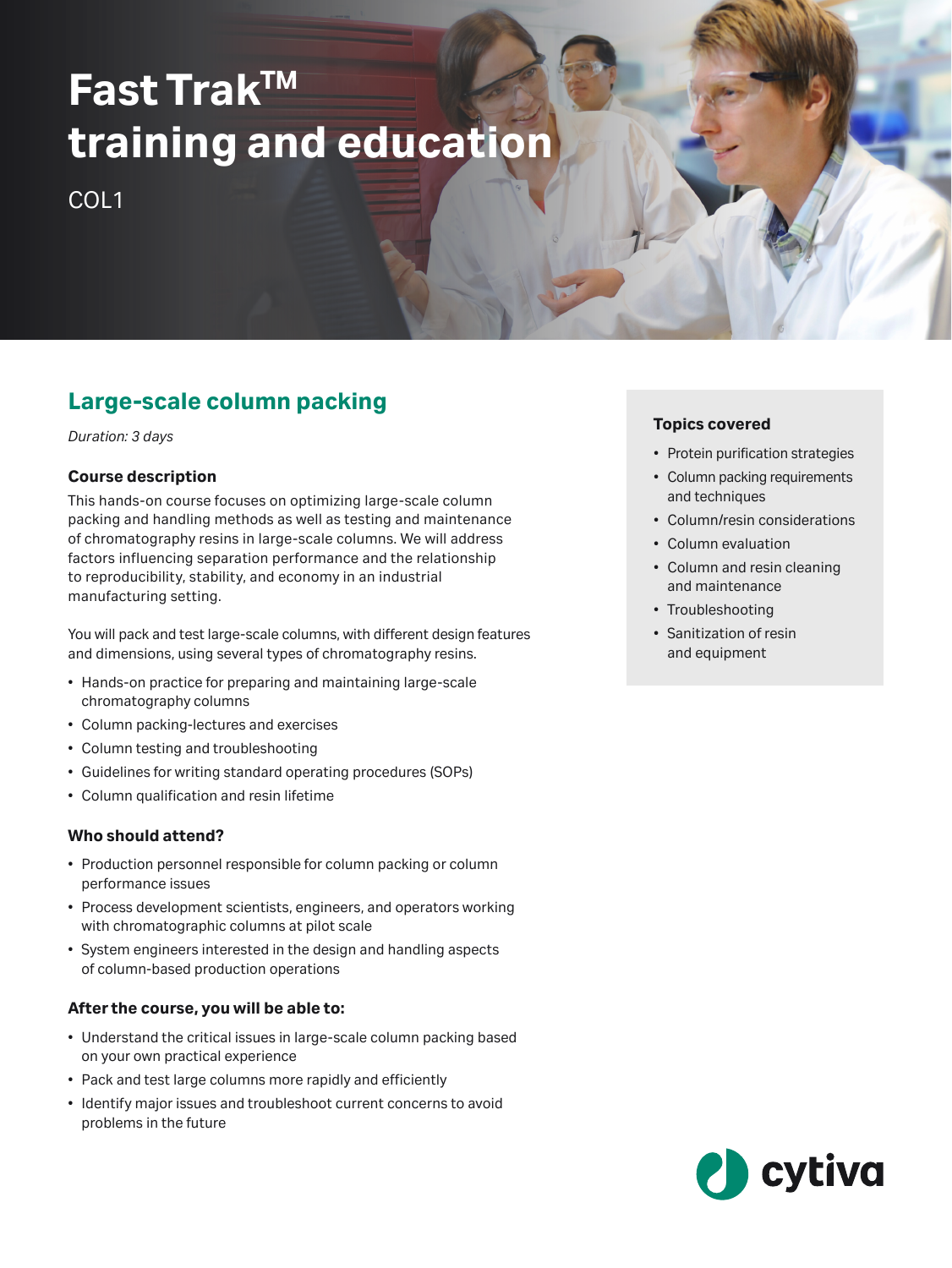# Fast Trak™ training and education

COL1

## Large-scale column packing

*Duration: 3 days*

### Course description

This hands-on course focuses on optimizing large-scale column packing and handling methods as well as testing and maintenance of chromatography resins in large-scale columns. We will address factors influencing separation performance and the relationship to reproducibility, stability, and economy in an industrial manufacturing setting.

You will pack and test large-scale columns, with different design features and dimensions, using several types of chromatography resins.

- Hands-on practice for preparing and maintaining large-scale chromatography columns
- Column packing-lectures and exercises
- Column testing and troubleshooting
- Guidelines for writing standard operating procedures (SOPs)
- Column qualification and resin lifetime

### Who should attend?

- Production personnel responsible for column packing or column performance issues
- Process development scientists, engineers, and operators working with chromatographic columns at pilot scale
- System engineers interested in the design and handling aspects of column-based production operations

### After the course, you will be able to:

- Understand the critical issues in large-scale column packing based on your own practical experience
- Pack and test large columns more rapidly and efficiently
- Identify major issues and troubleshoot current concerns to avoid problems in the future

### Topics covered

- Protein purification strategies
- Column packing requirements and techniques
- Column/resin considerations
- Column evaluation
- Column and resin cleaning and maintenance
- Troubleshooting
- Sanitization of resin and equipment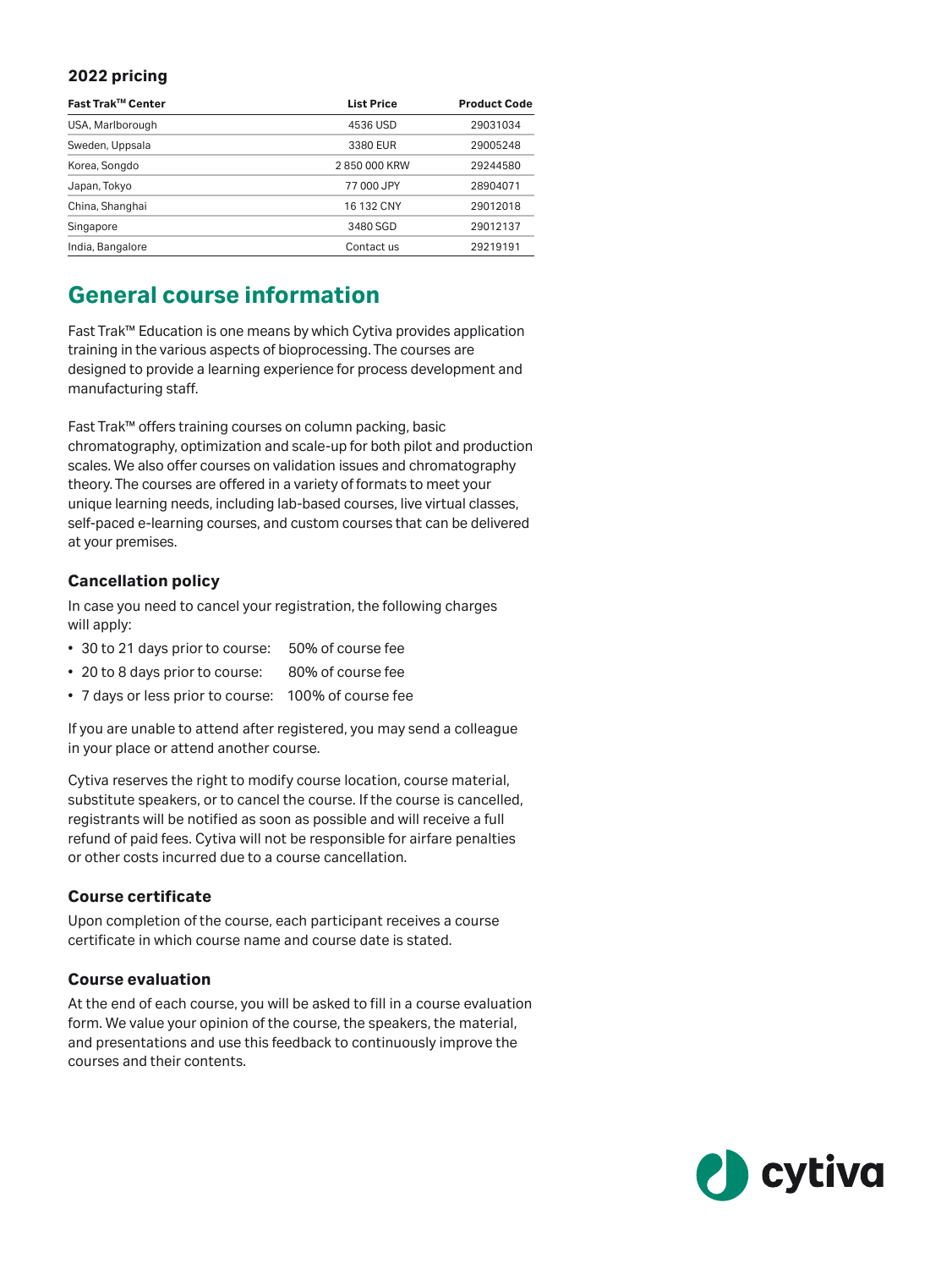### 2022 pricing

| Fast Trak™ Center | List Price | Product Code |
| --- | --- | --- |
| USA, Marlborough | 4536 USD | 29031034 |
| Sweden, Uppsala | 3380 EUR | 29005248 |
| Korea, Songdo | 2 850 000 KRW | 29244580 |
| Japan, Tokyo | 77 000 JPY | 28904071 |
| China, Shanghai | 16 132 CNY | 29012018 |
| Singapore | 3480 SGD | 29012137 |
| India, Bangalore | Contact us | 29219191 |

## General course information

Fast Trak™ Education is one means by which Cytiva provides application training in the various aspects of bioprocessing. The courses are designed to provide a learning experience for process development and manufacturing staff.

Fast Trak™ offers training courses on column packing, basic chromatography, optimization and scale-up for both pilot and production scales. We also offer courses on validation issues and chromatography theory. The courses are offered in a variety of formats to meet your unique learning needs, including lab-based courses, live virtual classes, self-paced e-learning courses, and custom courses that can be delivered at your premises.

### Cancellation policy

In case you need to cancel your registration, the following charges will apply:

- 30 to 21 days prior to course: 50% of course fee
- 20 to 8 days prior to course: 80% of course fee
- 7 days or less prior to course: 100% of course fee

If you are unable to attend after registered, you may send a colleague in your place or attend another course.

Cytiva reserves the right to modify course location, course material, substitute speakers, or to cancel the course. If the course is cancelled, registrants will be notified as soon as possible and will receive a full refund of paid fees. Cytiva will not be responsible for airfare penalties or other costs incurred due to a course cancellation.

### Course certificate

Upon completion of the course, each participant receives a course certificate in which course name and course date is stated.

### Course evaluation

At the end of each course, you will be asked to fill in a course evaluation form. We value your opinion of the course, the speakers, the material, and presentations and use this feedback to continuously improve the courses and their contents.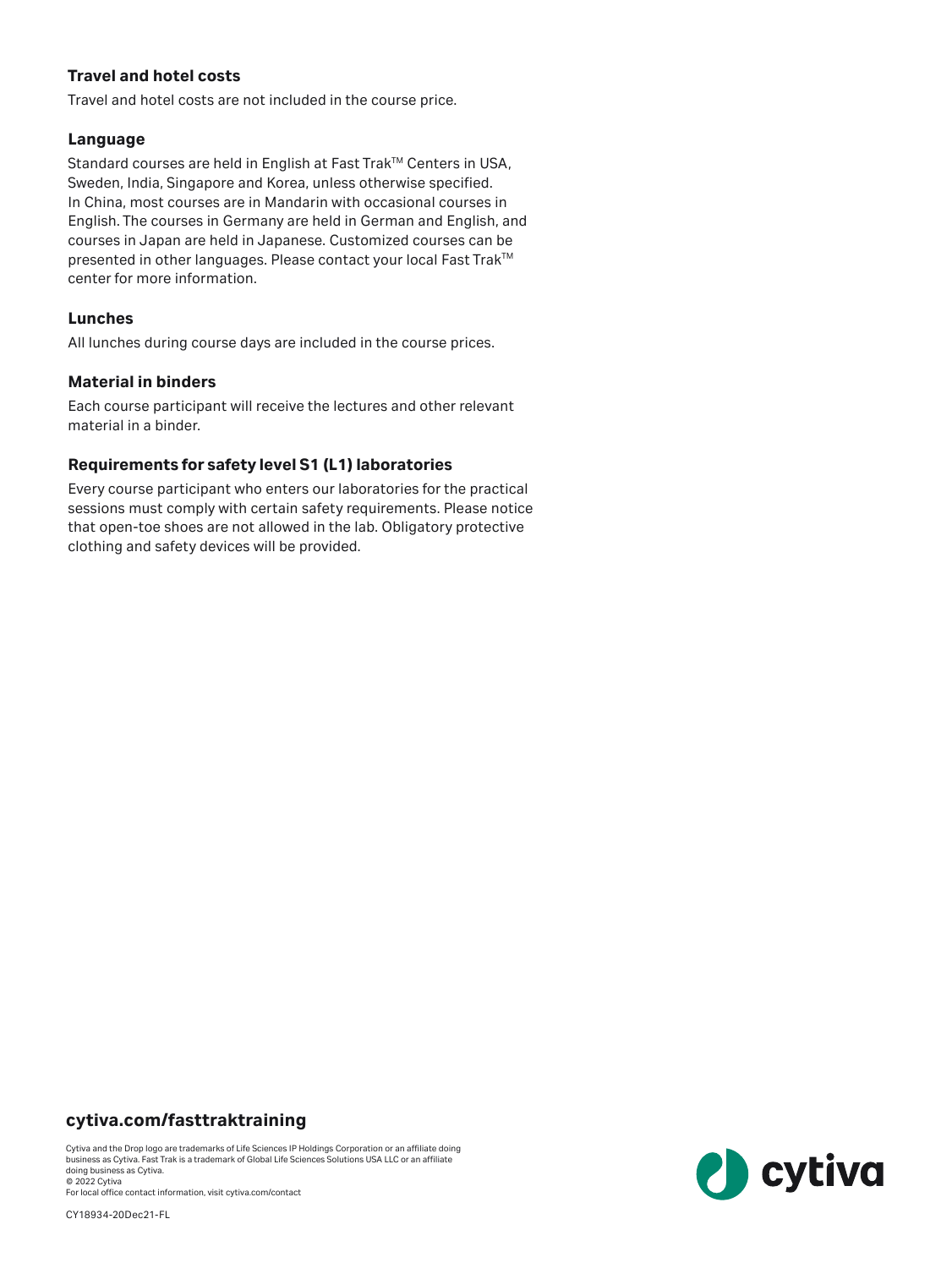### Travel and hotel costs

Travel and hotel costs are not included in the course price.

### Language

Standard courses are held in English at Fast Trak™ Centers in USA, Sweden, India, Singapore and Korea, unless otherwise specified. In China, most courses are in Mandarin with occasional courses in English. The courses in Germany are held in German and English, and courses in Japan are held in Japanese. Customized courses can be presented in other languages. Please contact your local Fast Trak™ center for more information.

### Lunches

All lunches during course days are included in the course prices.

### Material in binders

Each course participant will receive the lectures and other relevant material in a binder.

### Requirements for safety level S1 (L1) laboratories

Every course participant who enters our laboratories for the practical sessions must comply with certain safety requirements. Please notice that open-toe shoes are not allowed in the lab. Obligatory protective clothing and safety devices will be provided.

**cytiva.com/fasttraktraining**

Cytiva and the Drop logo are trademarks of Life Sciences IP Holdings Corporation or an affiliate doing business as Cytiva. Fast Trak is a trademark of Global Life Sciences Solutions USA LLC or an affiliate doing business as Cytiva.
© 2022 Cytiva
For local office contact information, visit cytiva.com/contact

CY18934-20Dec21-FL